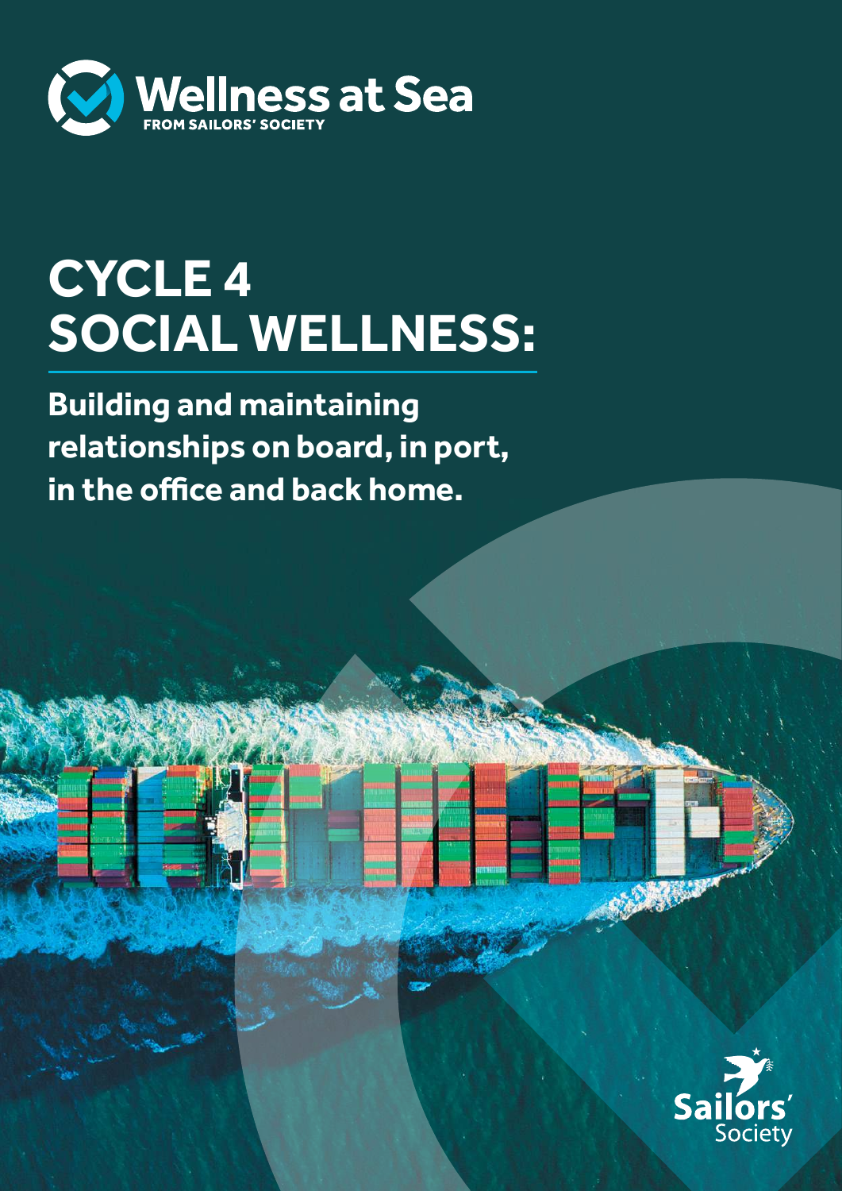Wellness at Sea

FROM SAILORS' SOCIETY

# CYCLE 4 SOCIAL WELLNESS:

**Building and maintaining relationships on board, in port, in the office and back home.**

Sailors' Society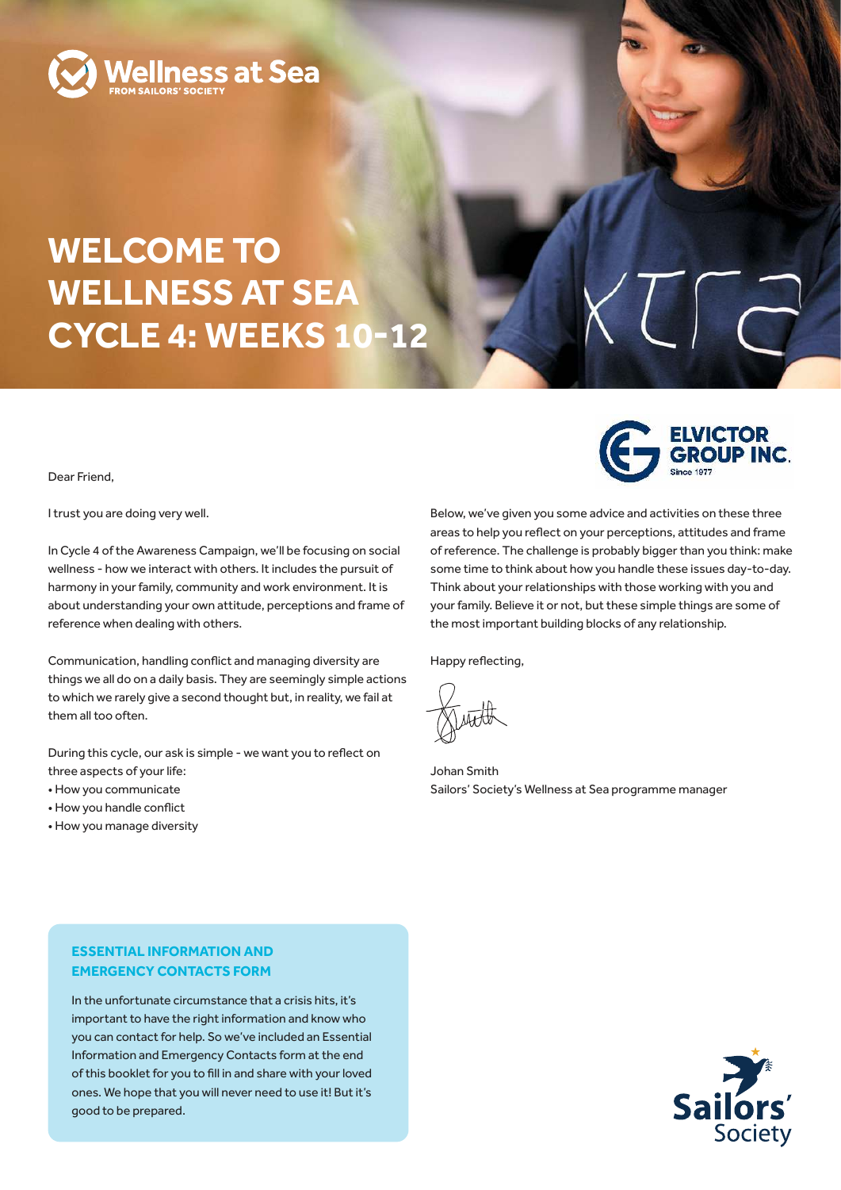Wellness at Sea
FROM SAILORS' SOCIETY

# WELCOME TO WELLNESS AT SEA CYCLE 4: WEEKS 10-12

ELVICTOR GROUP INC.
Since 1977

Dear Friend,

I trust you are doing very well.

In Cycle 4 of the Awareness Campaign, we'll be focusing on social wellness - how we interact with others. It includes the pursuit of harmony in your family, community and work environment. It is about understanding your own attitude, perceptions and frame of reference when dealing with others.

Communication, handling conflict and managing diversity are things we all do on a daily basis. They are seemingly simple actions to which we rarely give a second thought but, in reality, we fail at them all too often.

During this cycle, our ask is simple - we want you to reflect on three aspects of your life:

- How you communicate
- How you handle conflict
- How you manage diversity

Below, we've given you some advice and activities on these three areas to help you reflect on your perceptions, attitudes and frame of reference. The challenge is probably bigger than you think: make some time to think about how you handle these issues day-to-day. Think about your relationships with those working with you and your family. Believe it or not, but these simple things are some of the most important building blocks of any relationship.

Happy reflecting,

Johan Smith
Sailors' Society's Wellness at Sea programme manager

### ESSENTIAL INFORMATION AND EMERGENCY CONTACTS FORM

In the unfortunate circumstance that a crisis hits, it's important to have the right information and know who you can contact for help. So we've included an Essential Information and Emergency Contacts form at the end of this booklet for you to fill in and share with your loved ones. We hope that you will never need to use it! But it's good to be prepared.

Sailors' Society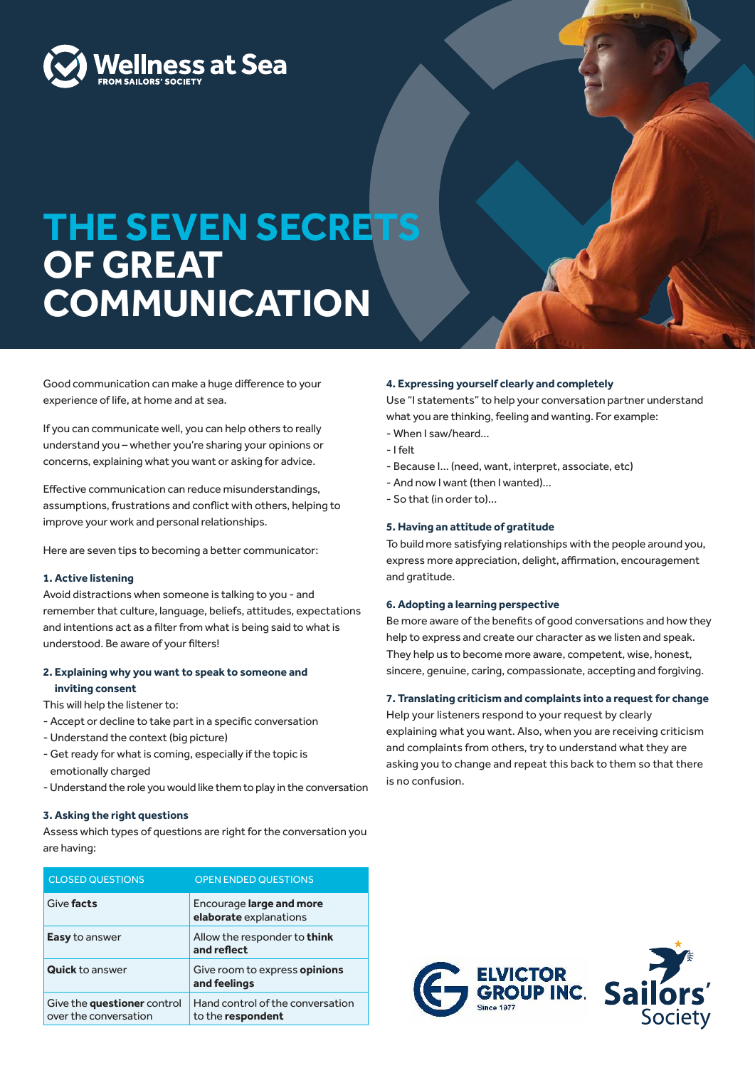Wellness at Sea
FROM SAILORS' SOCIETY

# THE SEVEN SECRETS OF GREAT COMMUNICATION

Good communication can make a huge difference to your experience of life, at home and at sea.

If you can communicate well, you can help others to really understand you – whether you're sharing your opinions or concerns, explaining what you want or asking for advice.

Effective communication can reduce misunderstandings, assumptions, frustrations and conflict with others, helping to improve your work and personal relationships.

Here are seven tips to becoming a better communicator:

### 1. Active listening

Avoid distractions when someone is talking to you - and remember that culture, language, beliefs, attitudes, expectations and intentions act as a filter from what is being said to what is understood. Be aware of your filters!

### 2. Explaining why you want to speak to someone and inviting consent

This will help the listener to:

- Accept or decline to take part in a specific conversation
- Understand the context (big picture)
- Get ready for what is coming, especially if the topic is emotionally charged
- Understand the role you would like them to play in the conversation

### 3. Asking the right questions

Assess which types of questions are right for the conversation you are having:

| CLOSED QUESTIONS | OPEN ENDED QUESTIONS |
|---|---|
| Give **facts** | Encourage **large and more elaborate** explanations |
| **Easy** to answer | Allow the responder to **think and reflect** |
| **Quick** to answer | Give room to express **opinions and feelings** |
| Give the **questioner** control over the conversation | Hand control of the conversation to the **respondent** |

### 4. Expressing yourself clearly and completely

Use "I statements" to help your conversation partner understand what you are thinking, feeling and wanting. For example:

- When I saw/heard...
- I felt
- Because I... (need, want, interpret, associate, etc)
- And now I want (then I wanted)...
- So that (in order to)...

### 5. Having an attitude of gratitude

To build more satisfying relationships with the people around you, express more appreciation, delight, affirmation, encouragement and gratitude.

### 6. Adopting a learning perspective

Be more aware of the benefits of good conversations and how they help to express and create our character as we listen and speak. They help us to become more aware, competent, wise, honest, sincere, genuine, caring, compassionate, accepting and forgiving.

### 7. Translating criticism and complaints into a request for change

Help your listeners respond to your request by clearly explaining what you want. Also, when you are receiving criticism and complaints from others, try to understand what they are asking you to change and repeat this back to them so that there is no confusion.

ELVICTOR GROUP INC. Since 1977

Sailors' Society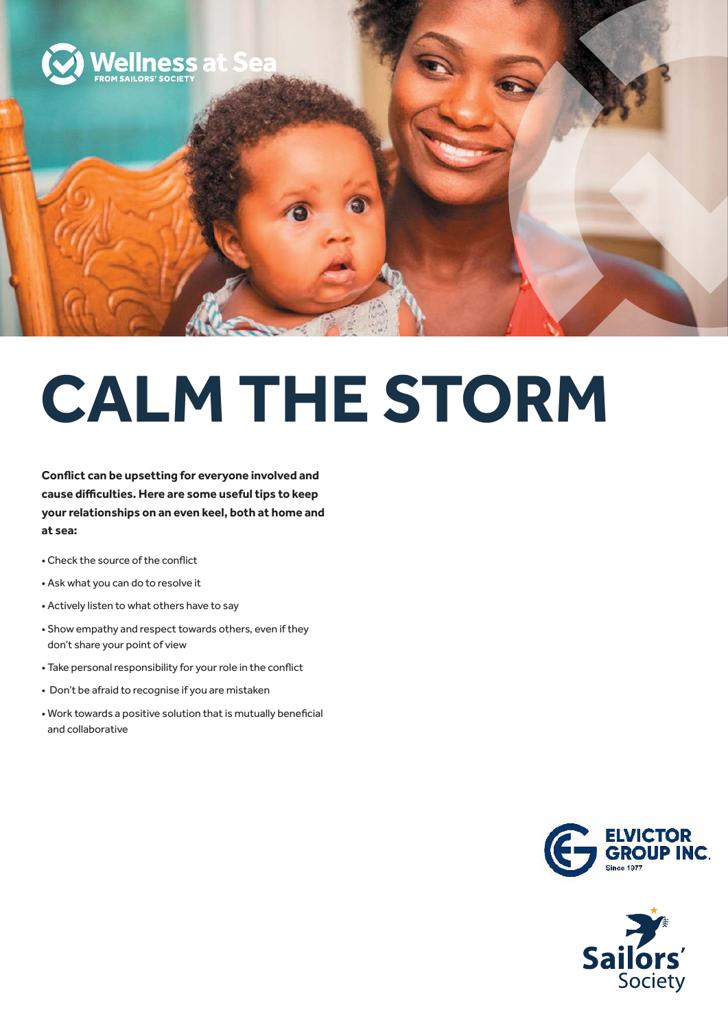Wellness at Sea
FROM SAILORS' SOCIETY

# CALM THE STORM

**Conflict can be upsetting for everyone involved and cause difficulties. Here are some useful tips to keep your relationships on an even keel, both at home and at sea:**

- Check the source of the conflict
- Ask what you can do to resolve it
- Actively listen to what others have to say
- Show empathy and respect towards others, even if they don't share your point of view
- Take personal responsibility for your role in the conflict
- Don't be afraid to recognise if you are mistaken
- Work towards a positive solution that is mutually beneficial and collaborative

ELVICTOR GROUP INC.
Since 1977

Sailors' Society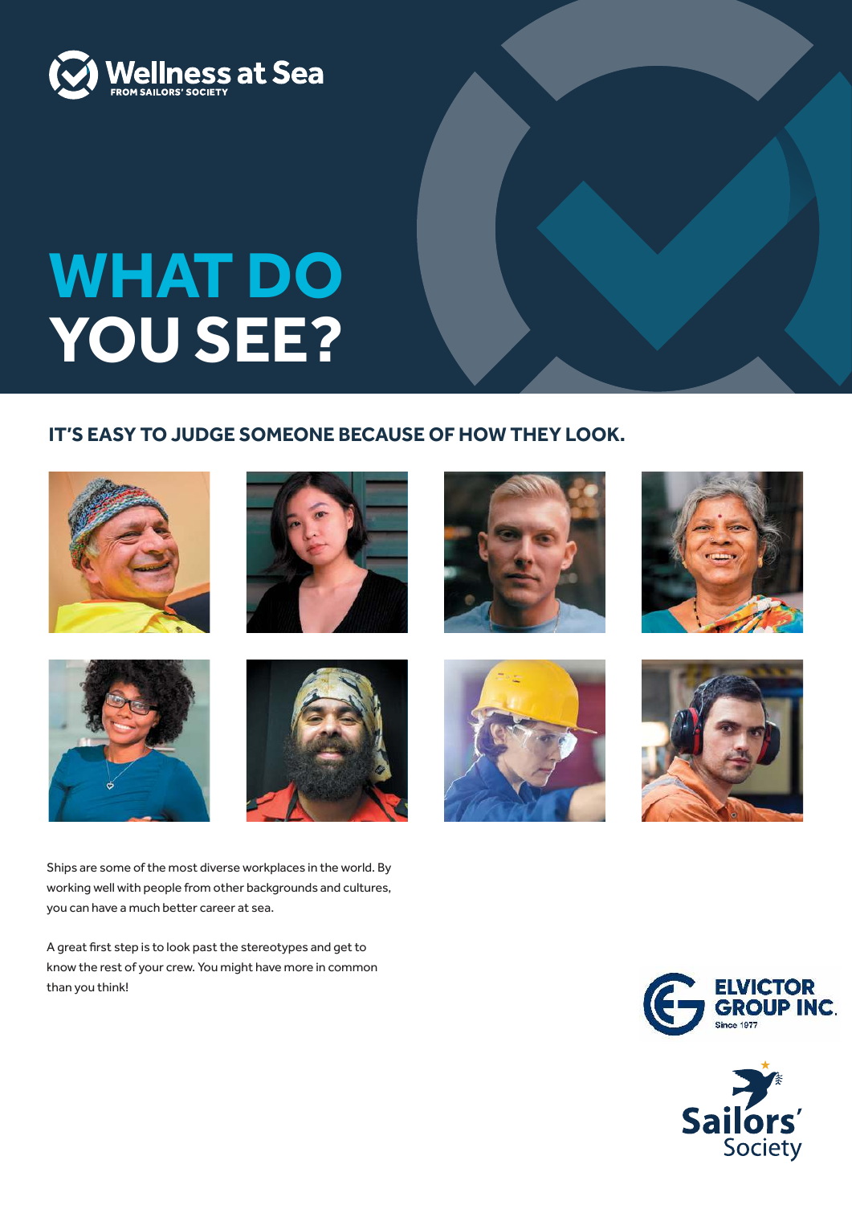Wellness at Sea
FROM SAILORS' SOCIETY

# WHAT DO YOU SEE?

## IT'S EASY TO JUDGE SOMEONE BECAUSE OF HOW THEY LOOK.

Ships are some of the most diverse workplaces in the world. By working well with people from other backgrounds and cultures, you can have a much better career at sea.

A great first step is to look past the stereotypes and get to know the rest of your crew. You might have more in common than you think!

ELVICTOR GROUP INC.
Since 1977

Sailors' Society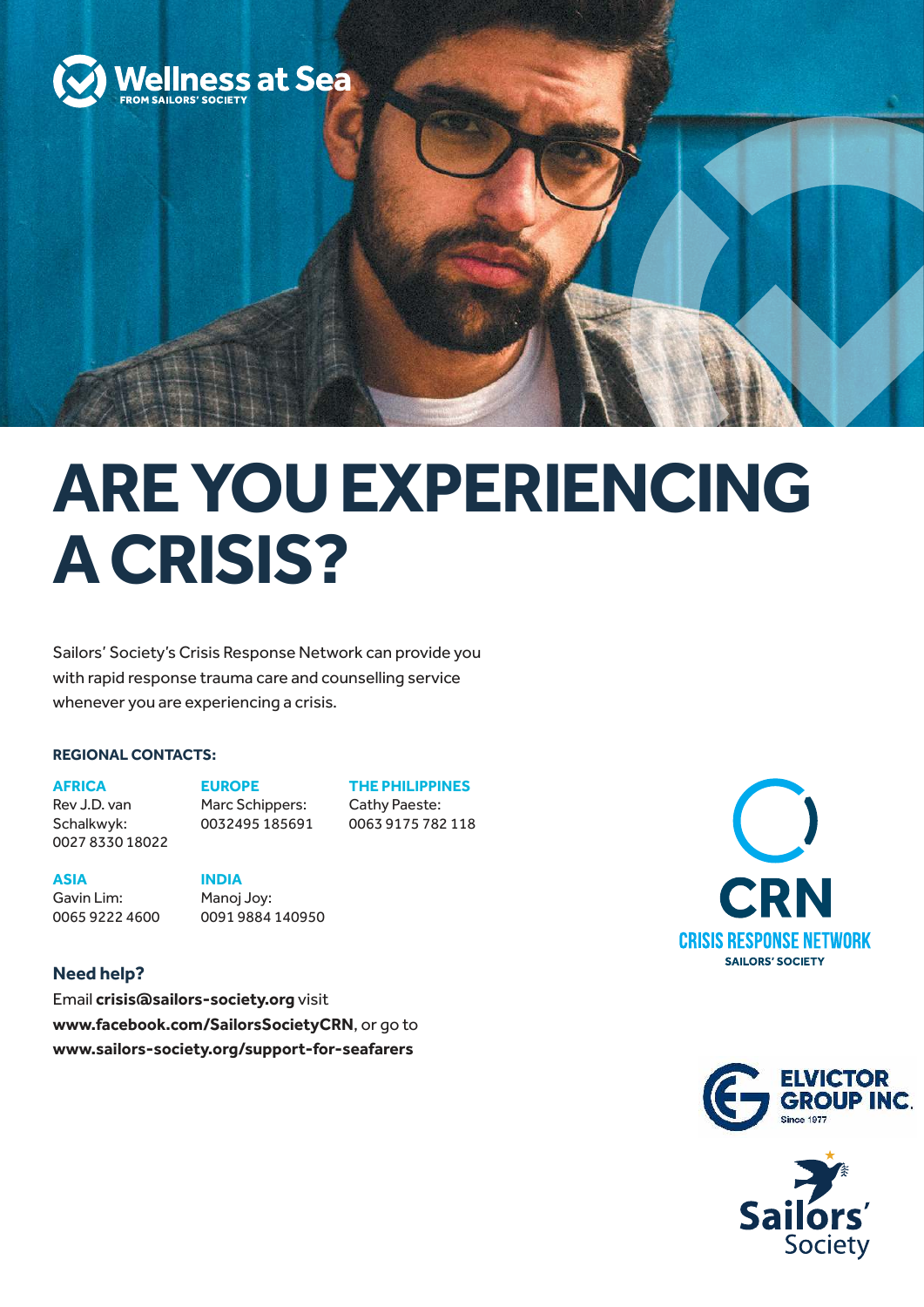Wellness at Sea

FROM SAILORS' SOCIETY

# ARE YOU EXPERIENCING A CRISIS?

Sailors' Society's Crisis Response Network can provide you with rapid response trauma care and counselling service whenever you are experiencing a crisis.

**REGIONAL CONTACTS:**

**AFRICA**
Rev J.D. van Schalkwyk:
0027 8330 18022

**EUROPE**
Marc Schippers:
0032495 185691

**THE PHILIPPINES**
Cathy Paeste:
0063 9175 782 118

**ASIA**
Gavin Lim:
0065 9222 4600

**INDIA**
Manoj Joy:
0091 9884 140950

**Need help?**

Email **crisis@sailors-society.org** visit **www.facebook.com/SailorsSocietyCRN**, or go to **www.sailors-society.org/support-for-seafarers**

CRN
CRISIS RESPONSE NETWORK
SAILORS' SOCIETY

ELVICTOR GROUP INC.
Since 1977

Sailors' Society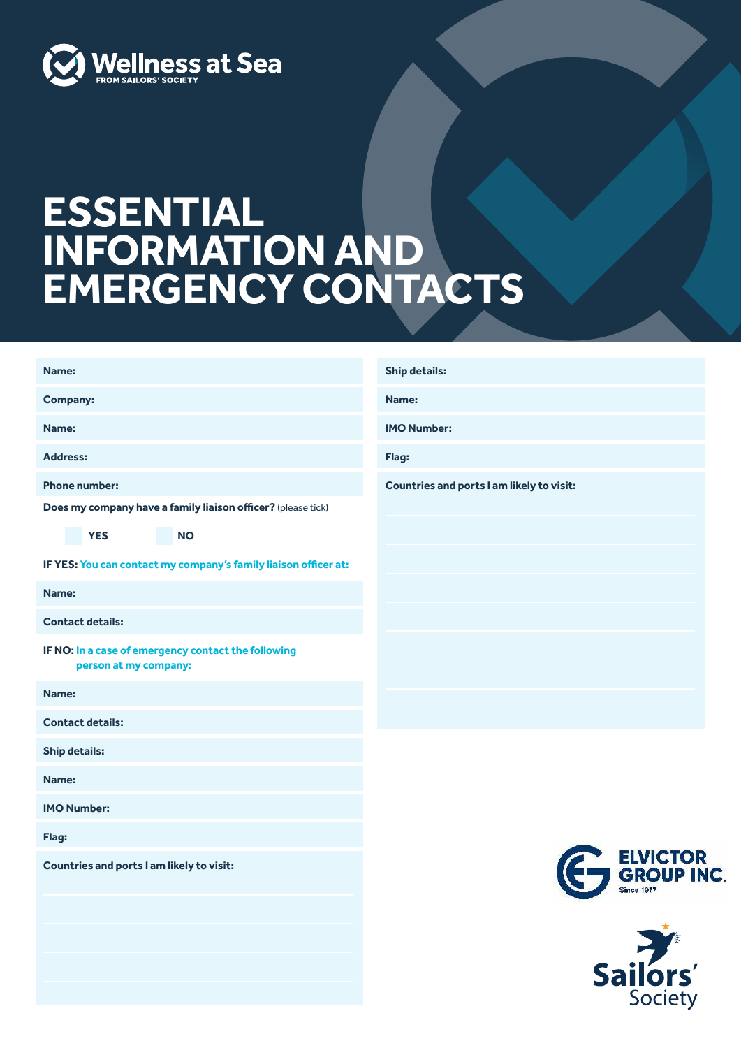Wellness at Sea
FROM SAILORS' SOCIETY

# ESSENTIAL INFORMATION AND EMERGENCY CONTACTS

**Name:**

**Company:**

**Name:**

**Address:**

**Phone number:**

**Does my company have a family liaison officer?** (please tick)

☐ **YES** ☐ **NO**

**IF YES: You can contact my company's family liaison officer at:**

**Name:**

**Contact details:**

**IF NO: In a case of emergency contact the following person at my company:**

**Name:**

**Contact details:**

**Ship details:**

**Name:**

**IMO Number:**

**Flag:**

**Countries and ports I am likely to visit:**

**Ship details:**

**Name:**

**IMO Number:**

**Flag:**

**Countries and ports I am likely to visit:**

ELVICTOR GROUP INC.
Since 1977

Sailors' Society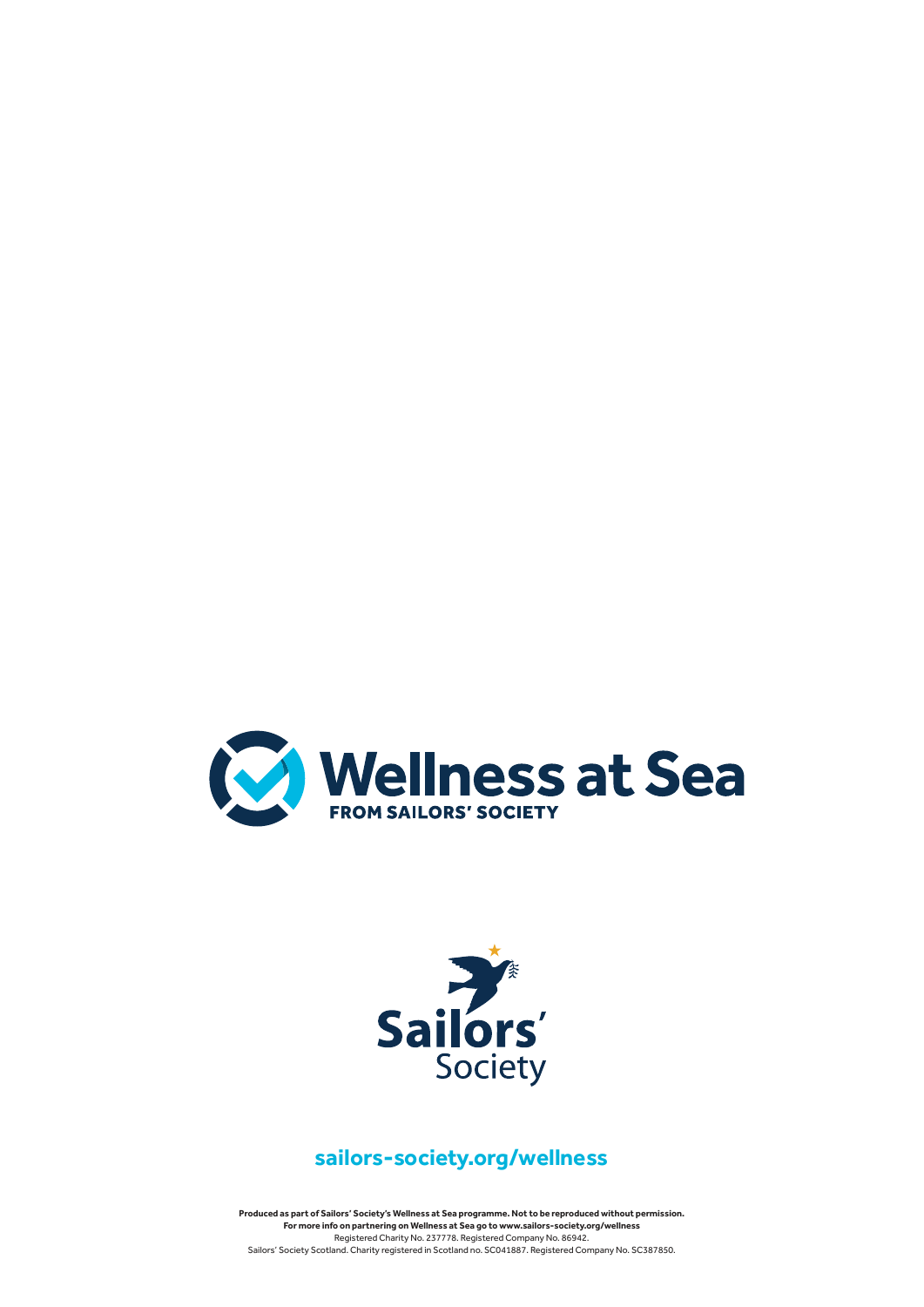Wellness at Sea

FROM SAILORS' SOCIETY

Sailors' Society

**sailors-society.org/wellness**

**Produced as part of Sailors' Society's Wellness at Sea programme. Not to be reproduced without permission.**
**For more info on partnering on Wellness at Sea go to www.sailors-society.org/wellness**
Registered Charity No. 237778. Registered Company No. 86942.
Sailors' Society Scotland. Charity registered in Scotland no. SC041887. Registered Company No. SC387850.